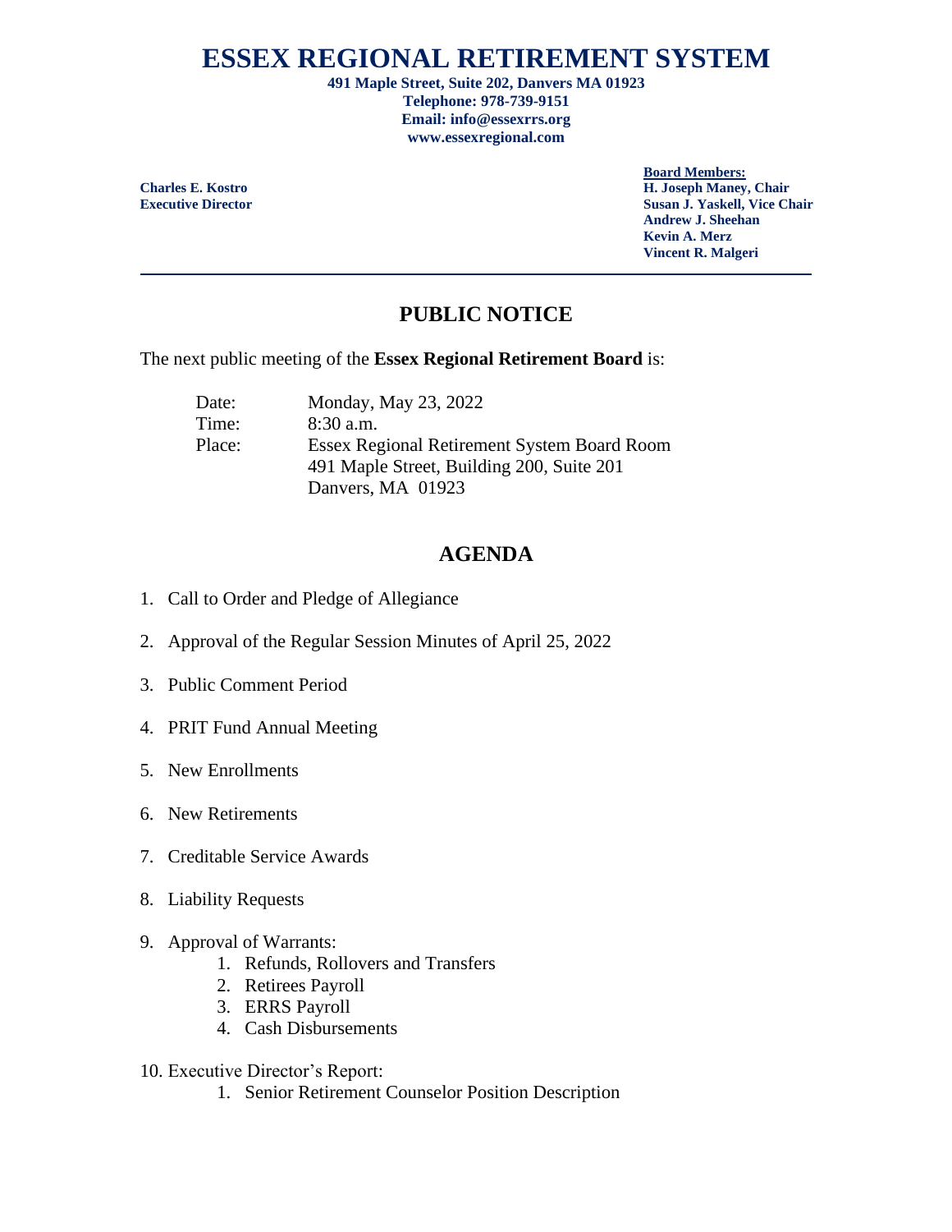# ESSEX REGIONAL RETIREMENT SYSTEM

**491 Maple Street, Suite 202, Danvers MA 01923**
**Telephone: 978-739-9151**
**Email: info@essexrrs.org**
**www.essexregional.com**

**Charles E. Kostro**
**Executive Director**

**Board Members:**
**H. Joseph Maney, Chair**
**Susan J. Yaskell, Vice Chair**
**Andrew J. Sheehan**
**Kevin A. Merz**
**Vincent R. Malgeri**

---

## PUBLIC NOTICE

The next public meeting of the **Essex Regional Retirement Board** is:

Date: Monday, May 23, 2022
Time: 8:30 a.m.
Place: Essex Regional Retirement System Board Room
491 Maple Street, Building 200, Suite 201
Danvers, MA 01923

## AGENDA

1. Call to Order and Pledge of Allegiance
2. Approval of the Regular Session Minutes of April 25, 2022
3. Public Comment Period
4. PRIT Fund Annual Meeting
5. New Enrollments
6. New Retirements
7. Creditable Service Awards
8. Liability Requests
9. Approval of Warrants:
   1. Refunds, Rollovers and Transfers
   2. Retirees Payroll
   3. ERRS Payroll
   4. Cash Disbursements
10. Executive Director's Report:
    1. Senior Retirement Counselor Position Description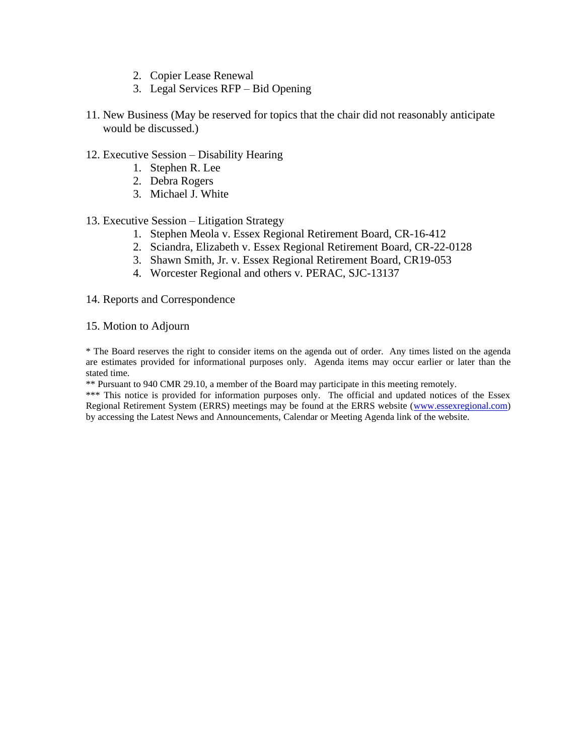2. Copier Lease Renewal
   3. Legal Services RFP – Bid Opening

11. New Business (May be reserved for topics that the chair did not reasonably anticipate would be discussed.)

12. Executive Session – Disability Hearing
    1. Stephen R. Lee
    2. Debra Rogers
    3. Michael J. White

13. Executive Session – Litigation Strategy
    1. Stephen Meola v. Essex Regional Retirement Board, CR-16-412
    2. Sciandra, Elizabeth v. Essex Regional Retirement Board, CR-22-0128
    3. Shawn Smith, Jr. v. Essex Regional Retirement Board, CR19-053
    4. Worcester Regional and others v. PERAC, SJC-13137

14. Reports and Correspondence

15. Motion to Adjourn

* The Board reserves the right to consider items on the agenda out of order. Any times listed on the agenda are estimates provided for informational purposes only. Agenda items may occur earlier or later than the stated time.
** Pursuant to 940 CMR 29.10, a member of the Board may participate in this meeting remotely.
*** This notice is provided for information purposes only. The official and updated notices of the Essex Regional Retirement System (ERRS) meetings may be found at the ERRS website (www.essexregional.com) by accessing the Latest News and Announcements, Calendar or Meeting Agenda link of the website.